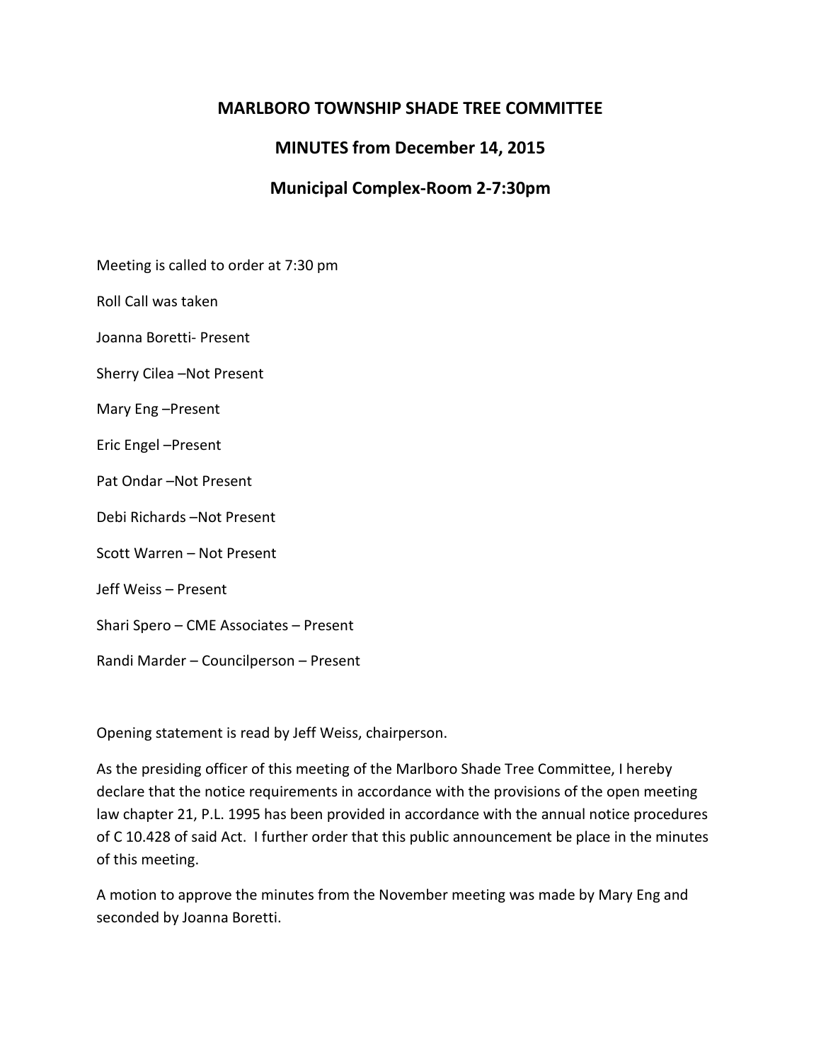# MARLBORO TOWNSHIP SHADE TREE COMMITTEE

## MINUTES from December 14, 2015

## Municipal Complex-Room 2-7:30pm

Meeting is called to order at 7:30 pm

Roll Call was taken

Joanna Boretti- Present

Sherry Cilea –Not Present

Mary Eng –Present

Eric Engel –Present

Pat Ondar –Not Present

Debi Richards –Not Present

Scott Warren – Not Present

Jeff Weiss – Present

Shari Spero – CME Associates – Present

Randi Marder – Councilperson – Present

Opening statement is read by Jeff Weiss, chairperson.

As the presiding officer of this meeting of the Marlboro Shade Tree Committee, I hereby declare that the notice requirements in accordance with the provisions of the open meeting law chapter 21, P.L. 1995 has been provided in accordance with the annual notice procedures of C 10.428 of said Act. I further order that this public announcement be place in the minutes of this meeting.

A motion to approve the minutes from the November meeting was made by Mary Eng and seconded by Joanna Boretti.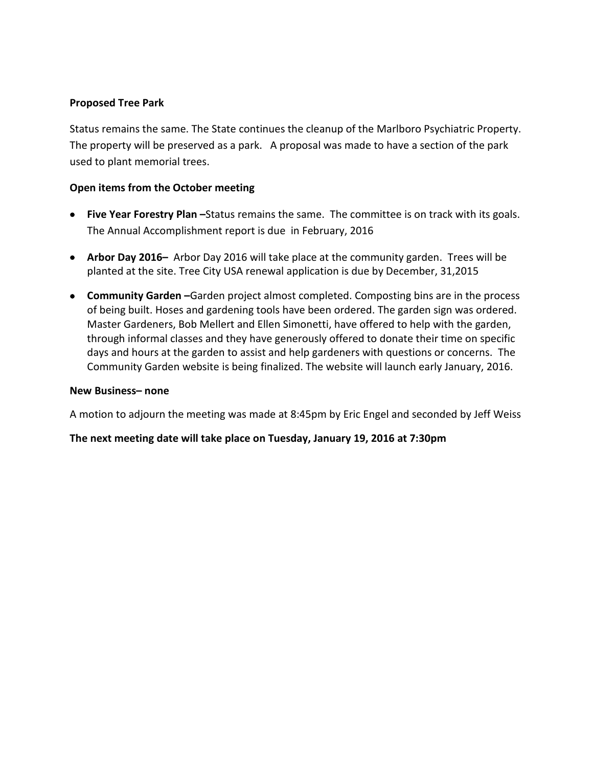**Proposed Tree Park**

Status remains the same. The State continues the cleanup of the Marlboro Psychiatric Property. The property will be preserved as a park. A proposal was made to have a section of the park used to plant memorial trees.

**Open items from the October meeting**

- **Five Year Forestry Plan –**Status remains the same. The committee is on track with its goals. The Annual Accomplishment report is due in February, 2016
- **Arbor Day 2016–** Arbor Day 2016 will take place at the community garden. Trees will be planted at the site. Tree City USA renewal application is due by December, 31,2015
- **Community Garden –**Garden project almost completed. Composting bins are in the process of being built. Hoses and gardening tools have been ordered. The garden sign was ordered. Master Gardeners, Bob Mellert and Ellen Simonetti, have offered to help with the garden, through informal classes and they have generously offered to donate their time on specific days and hours at the garden to assist and help gardeners with questions or concerns. The Community Garden website is being finalized. The website will launch early January, 2016.

**New Business– none**

A motion to adjourn the meeting was made at 8:45pm by Eric Engel and seconded by Jeff Weiss

**The next meeting date will take place on Tuesday, January 19, 2016 at 7:30pm**